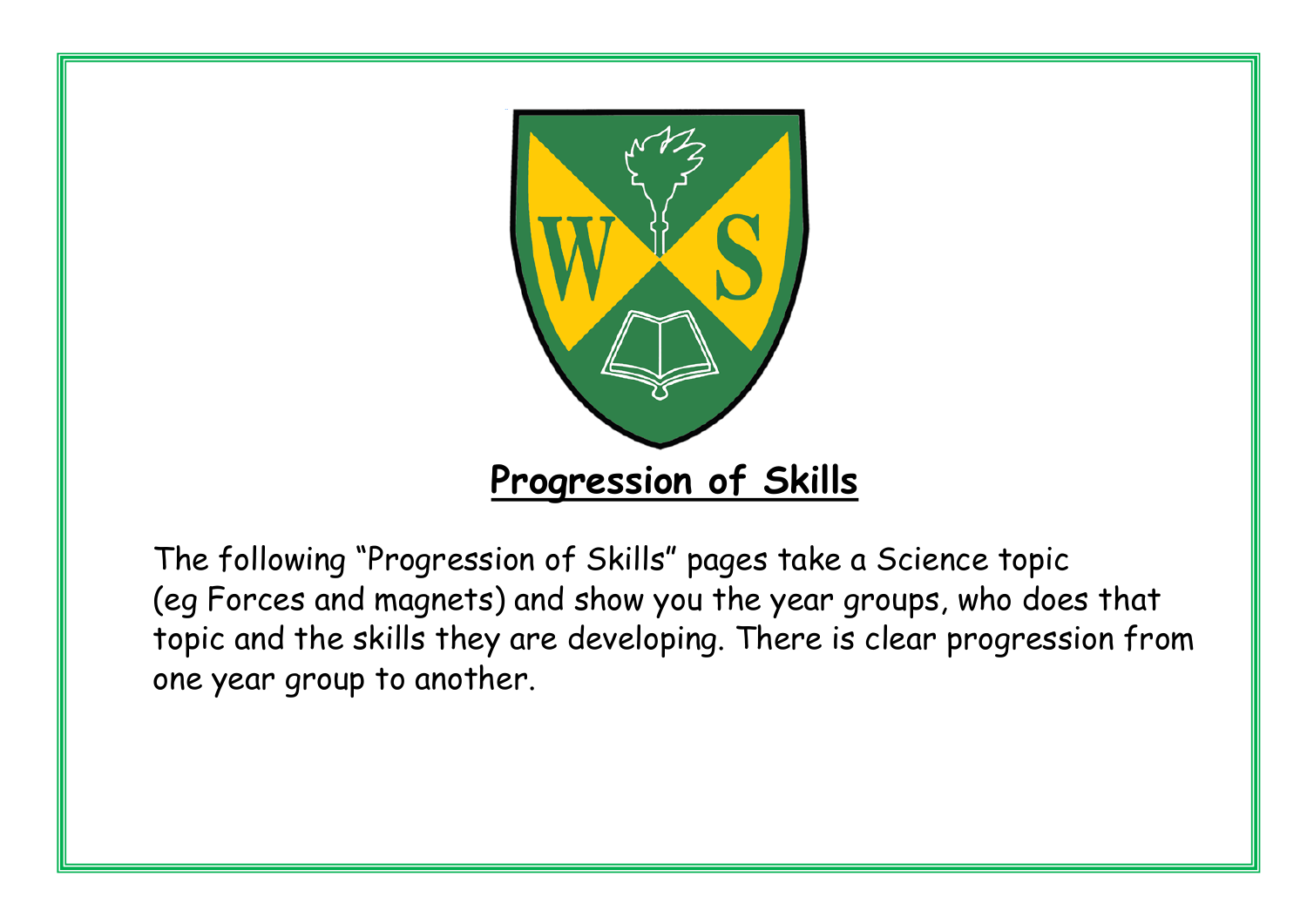# Progression of Skills

The following "Progression of Skills" pages take a Science topic (eg Forces and magnets) and show you the year groups, who does that topic and the skills they are developing. There is clear progression from one year group to another.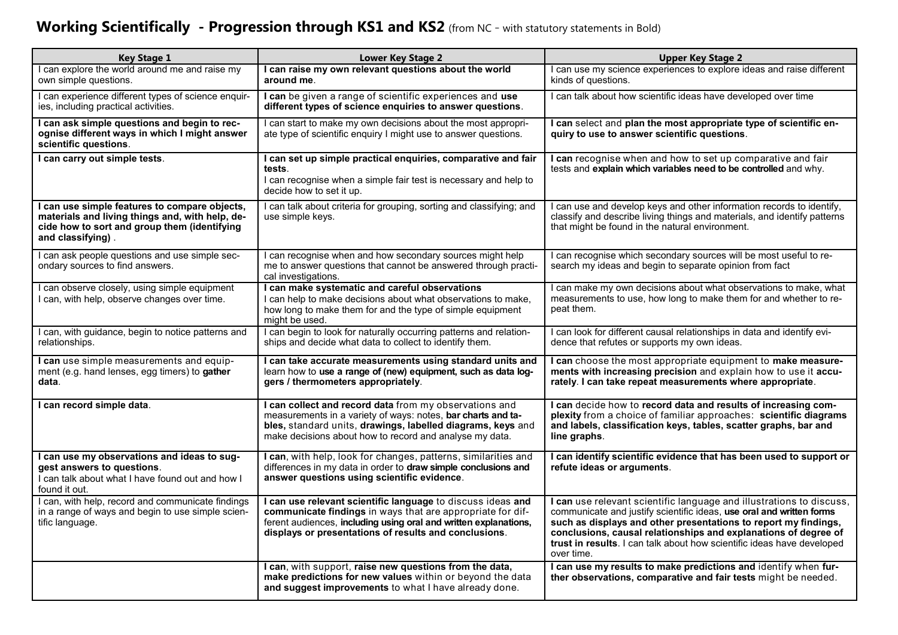# Working Scientifically - Progression through KS1 and KS2 (from NC - with statutory statements in Bold)

| Key Stage 1 | Lower Key Stage 2 | Upper Key Stage 2 |
|---|---|---|
| I can explore the world around me and raise my own simple questions. | **I can raise my own relevant questions about the world around me**. | I can use my science experiences to explore ideas and raise different kinds of questions. |
| I can experience different types of science enquiries, including practical activities. | **I can** be given a range of scientific experiences and **use different types of science enquiries to answer questions**. | I can talk about how scientific ideas have developed over time |
| **I can ask simple questions and begin to recognise different ways in which I might answer scientific questions**. | I can start to make my own decisions about the most appropriate type of scientific enquiry I might use to answer questions. | **I can** select and **plan the most appropriate type of scientific enquiry to use to answer scientific questions**. |
| **I can carry out simple tests**. | **I can set up simple practical enquiries, comparative and fair tests**.<br>I can recognise when a simple fair test is necessary and help to decide how to set it up. | **I can** recognise when and how to set up comparative and fair tests and **explain which variables need to be controlled** and why. |
| **I can use simple features to compare objects, materials and living things and, with help, decide how to sort and group them (identifying and classifying)**. | I can talk about criteria for grouping, sorting and classifying; and use simple keys. | I can use and develop keys and other information records to identify, classify and describe living things and materials, and identify patterns that might be found in the natural environment. |
| I can ask people questions and use simple secondary sources to find answers. | I can recognise when and how secondary sources might help me to answer questions that cannot be answered through practical investigations. | I can recognise which secondary sources will be most useful to research my ideas and begin to separate opinion from fact |
| I can observe closely, using simple equipment<br>I can, with help, observe changes over time. | **I can make systematic and careful observations**<br>I can help to make decisions about what observations to make, how long to make them for and the type of simple equipment might be used. | I can make my own decisions about what observations to make, what measurements to use, how long to make them for and whether to repeat them. |
| I can, with guidance, begin to notice patterns and relationships. | I can begin to look for naturally occurring patterns and relationships and decide what data to collect to identify them. | I can look for different causal relationships in data and identify evidence that refutes or supports my own ideas. |
| **I can** use simple measurements and equipment (e.g. hand lenses, egg timers) to **gather data**. | **I can take accurate measurements using standard units and** learn how to **use a range of (new) equipment, such as data loggers / thermometers appropriately**. | **I can** choose the most appropriate equipment to **make measurements with increasing precision** and explain how to use it **accurately**. **I can take repeat measurements where appropriate**. |
| **I can record simple data**. | **I can collect and record data** from my observations and measurements in a variety of ways: notes, **bar charts and tables,** standard units, **drawings, labelled diagrams, keys** and make decisions about how to record and analyse my data. | **I can** decide how to **record data and results of increasing complexity** from a choice of familiar approaches: **scientific diagrams and labels, classification keys, tables, scatter graphs, bar and line graphs**. |
| **I can use my observations and ideas to suggest answers to questions**.<br>I can talk about what I have found out and how I found it out. | **I can**, with help, look for changes, patterns, similarities and differences in my data in order to **draw simple conclusions and answer questions using scientific evidence**. | **I can identify scientific evidence that has been used to support or refute ideas or arguments**. |
| I can, with help, record and communicate findings in a range of ways and begin to use simple scientific language. | **I can use relevant scientific language** to discuss ideas **and communicate findings** in ways that are appropriate for different audiences, **including using oral and written explanations, displays or presentations of results and conclusions**. | **I can** use relevant scientific language and illustrations to discuss, communicate and justify scientific ideas, **use oral and written forms such as displays and other presentations to report my findings, conclusions, causal relationships and explanations of degree of trust in results**. I can talk about how scientific ideas have developed over time. |
| | **I can**, with support, **raise new questions from the data, make predictions for new values** within or beyond the data **and suggest improvements** to what I have already done. | **I can use my results to make predictions and** identify when **further observations, comparative and fair tests** might be needed. |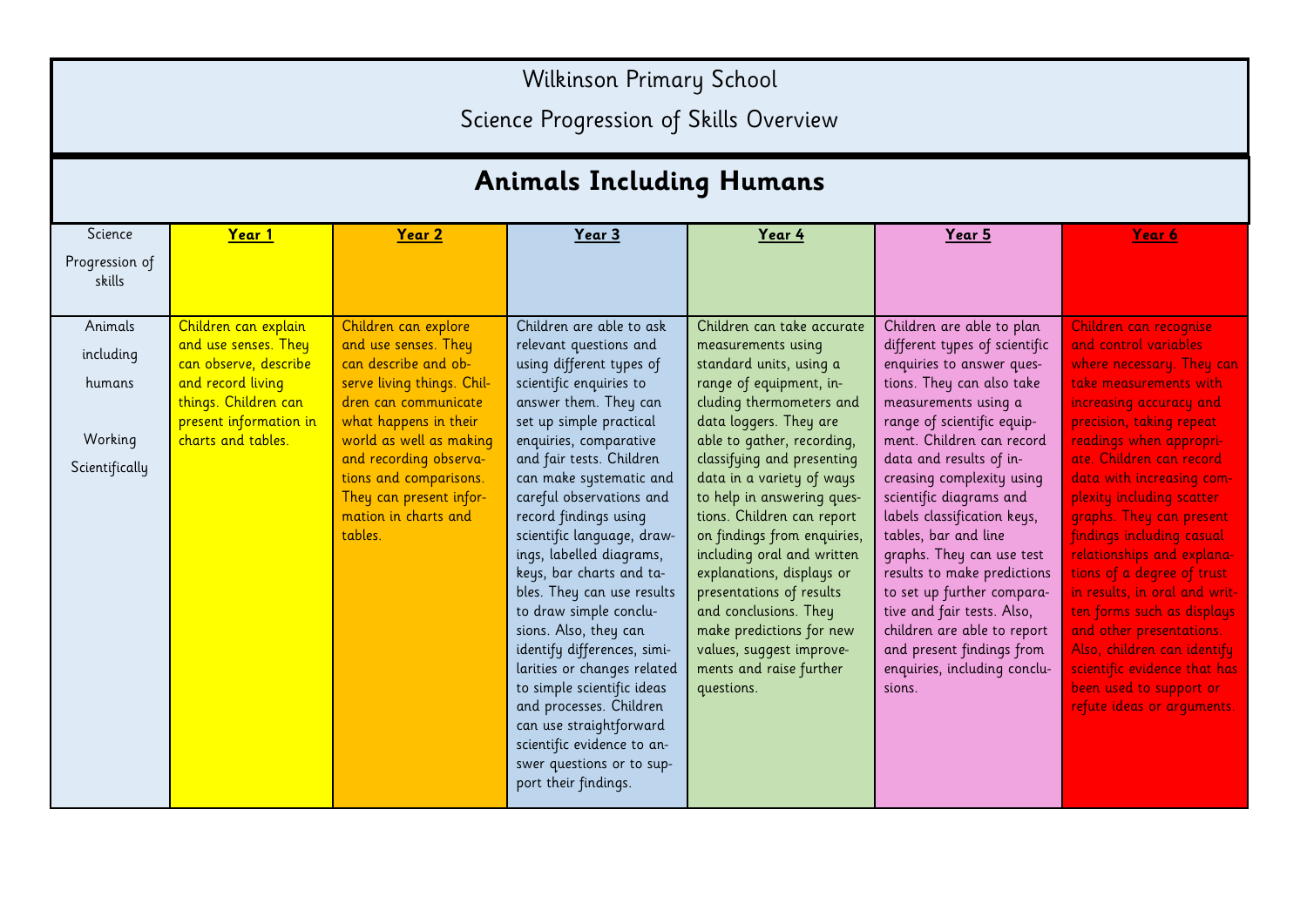# Wilkinson Primary School

## Science Progression of Skills Overview

## Animals Including Humans

| Science Progression of skills | **Year 1** | **Year 2** | **Year 3** | **Year 4** | **Year 5** | **Year 6** |
|---|---|---|---|---|---|---|
| Animals including humans<br><br>Working Scientifically | Children can explain and use senses. They can observe, describe and record living things. Children can present information in charts and tables. | Children can explore and use senses. They can describe and observe living things. Children can communicate what happens in their world as well as making and recording observations and comparisons. They can present information in charts and tables. | Children are able to ask relevant questions and using different types of scientific enquiries to answer them. They can set up simple practical enquiries, comparative and fair tests. Children can make systematic and careful observations and record findings using scientific language, drawings, labelled diagrams, keys, bar charts and tables. They can use results to draw simple conclusions. Also, they can identify differences, similarities or changes related to simple scientific ideas and processes. Children can use straightforward scientific evidence to answer questions or to support their findings. | Children can take accurate measurements using standard units, using a range of equipment, including thermometers and data loggers. They are able to gather, recording, classifying and presenting data in a variety of ways to help in answering questions. Children can report on findings from enquiries, including oral and written explanations, displays or presentations of results and conclusions. They make predictions for new values, suggest improvements and raise further questions. | Children are able to plan different types of scientific enquiries to answer questions. They can also take measurements using a range of scientific equipment. Children can record data and results of increasing complexity using scientific diagrams and labels classification keys, tables, bar and line graphs. They can use test results to make predictions to set up further comparative and fair tests. Also, children are able to report and present findings from enquiries, including conclusions. | Children can recognise and control variables where necessary. They can take measurements with increasing accuracy and precision, taking repeat readings when appropriate. Children can record data with increasing complexity including scatter graphs. They can present findings including casual relationships and explanations of a degree of trust in results, in oral and written forms such as displays and other presentations. Also, children can identify scientific evidence that has been used to support or refute ideas or arguments. |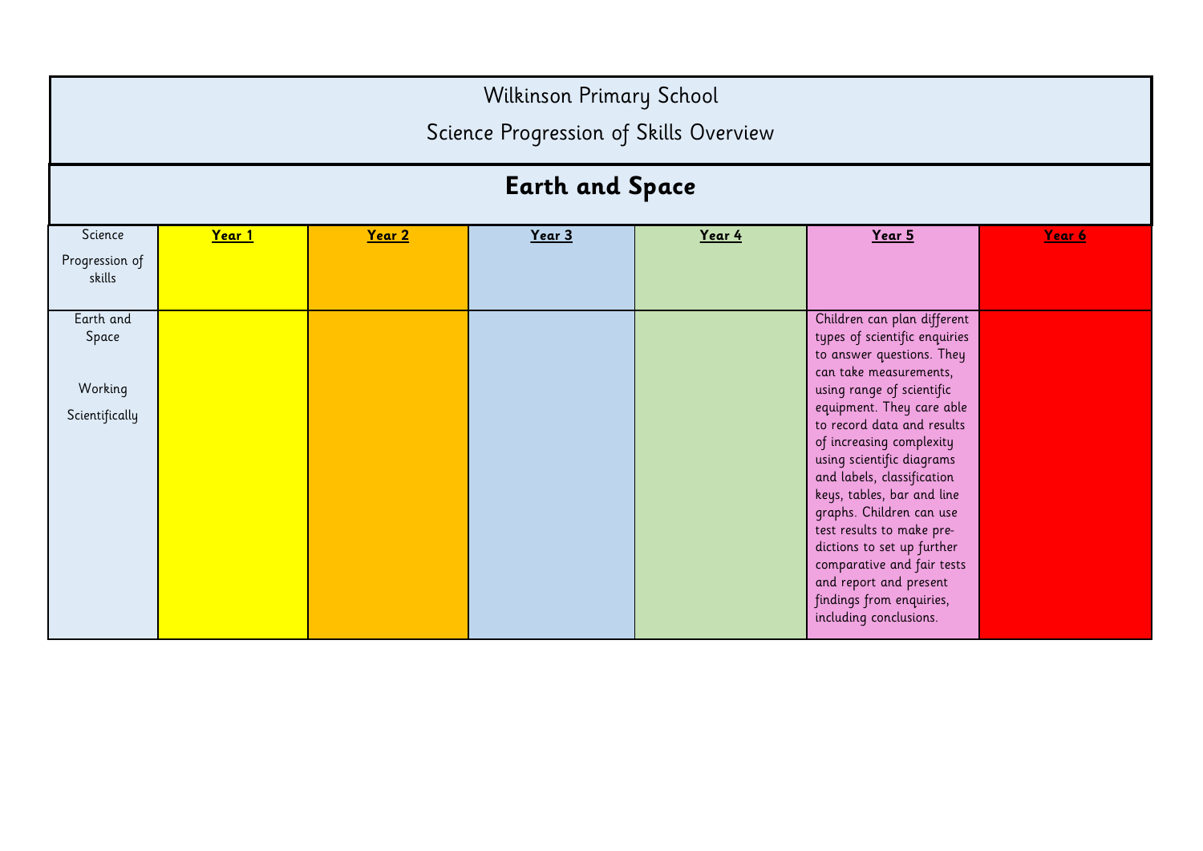# Wilkinson Primary School

## Science Progression of Skills Overview

## Earth and Space

| Science Progression of skills | **Year 1** | **Year 2** | **Year 3** | **Year 4** | **Year 5** | **Year 6** |
|---|---|---|---|---|---|---|
| Earth and Space<br><br>Working Scientifically | | | | | Children can plan different types of scientific enquiries to answer questions. They can take measurements, using range of scientific equipment. They care able to record data and results of increasing complexity using scientific diagrams and labels, classification keys, tables, bar and line graphs. Children can use test results to make predictions to set up further comparative and fair tests and report and present findings from enquiries, including conclusions. | |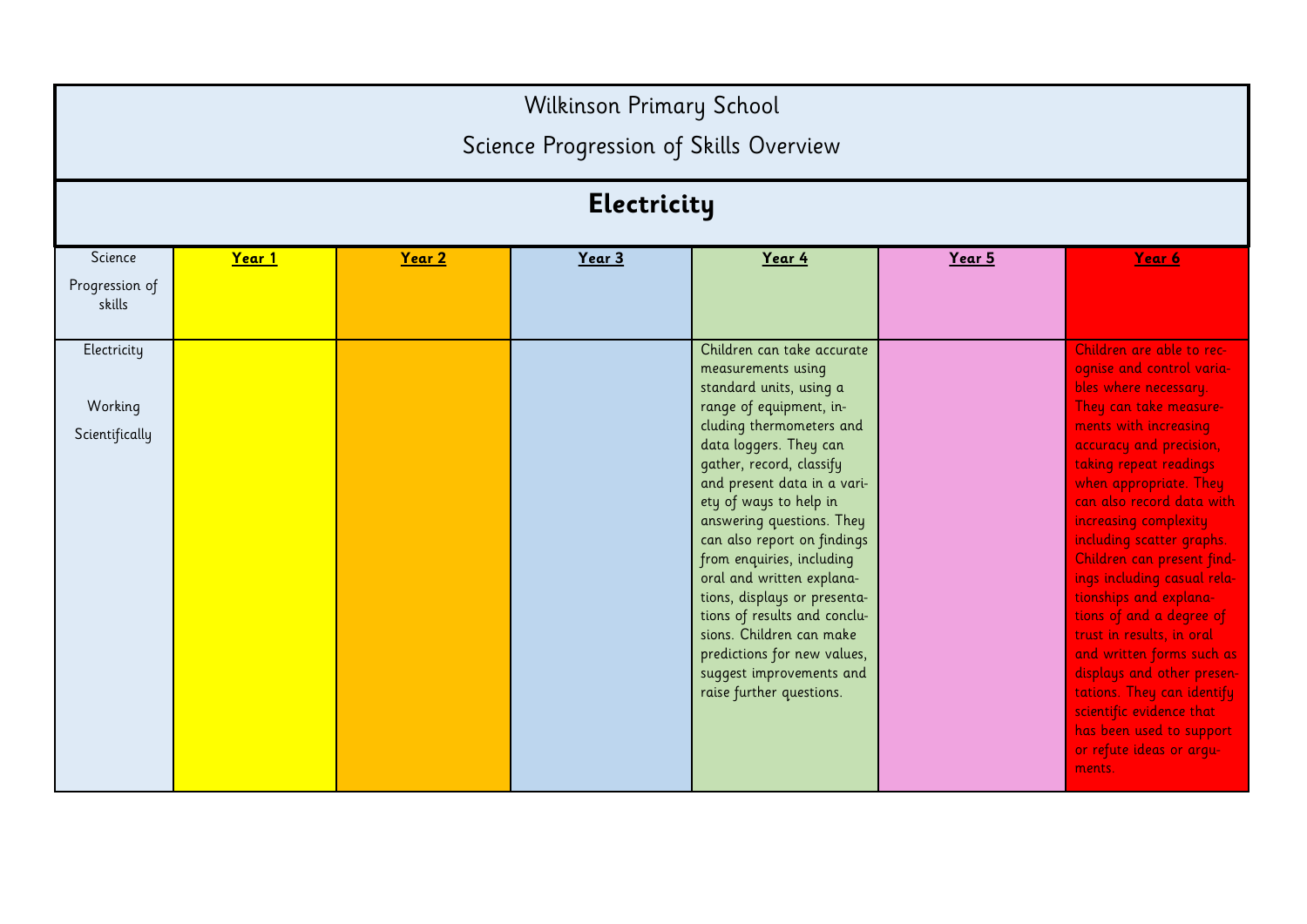# Wilkinson Primary School

## Science Progression of Skills Overview

### Electricity

| Science Progression of skills | **Year 1** | **Year 2** | **Year 3** | **Year 4** | **Year 5** | **Year 6** |
|---|---|---|---|---|---|---|
| Electricity<br><br>Working Scientifically | | | | Children can take accurate measurements using standard units, using a range of equipment, including thermometers and data loggers. They can gather, record, classify and present data in a variety of ways to help in answering questions. They can also report on findings from enquiries, including oral and written explanations, displays or presentations of results and conclusions. Children can make predictions for new values, suggest improvements and raise further questions. | | Children are able to recognise and control variables where necessary. They can take measurements with increasing accuracy and precision, taking repeat readings when appropriate. They can also record data with increasing complexity including scatter graphs. Children can present findings including casual relationships and explanations of and a degree of trust in results, in oral and written forms such as displays and other presentations. They can identify scientific evidence that has been used to support or refute ideas or arguments. |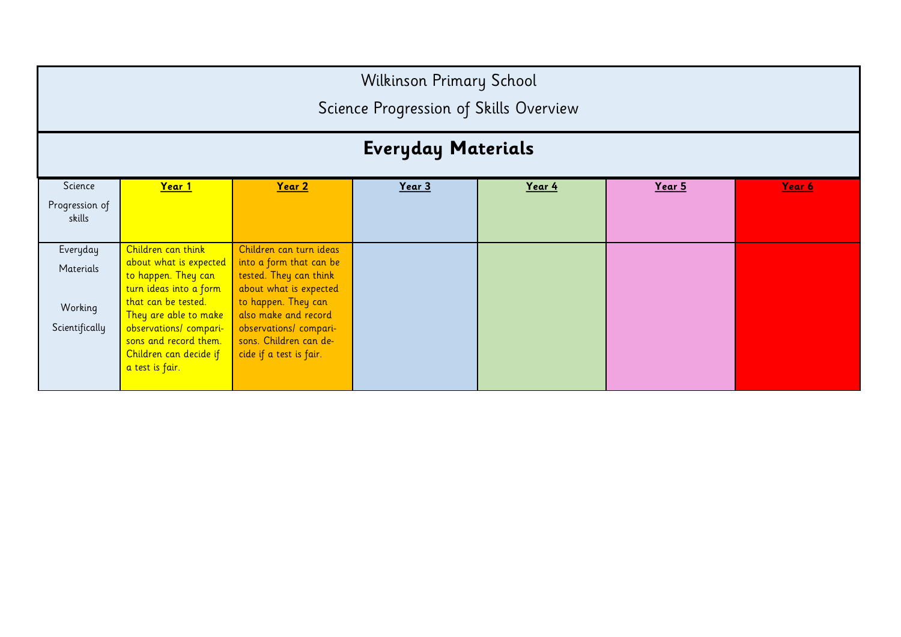# Wilkinson Primary School

## Science Progression of Skills Overview

## **Everyday Materials**

| Science Progression of skills | **Year 1** | **Year 2** | **Year 3** | **Year 4** | **Year 5** | **Year 6** |
|---|---|---|---|---|---|---|
| Everyday Materials<br><br>Working Scientifically | Children can think about what is expected to happen. They can turn ideas into a form that can be tested. They are able to make observations/ comparisons and record them. Children can decide if a test is fair. | Children can turn ideas into a form that can be tested. They can think about what is expected to happen. They can also make and record observations/ comparisons. Children can decide if a test is fair. | | | | |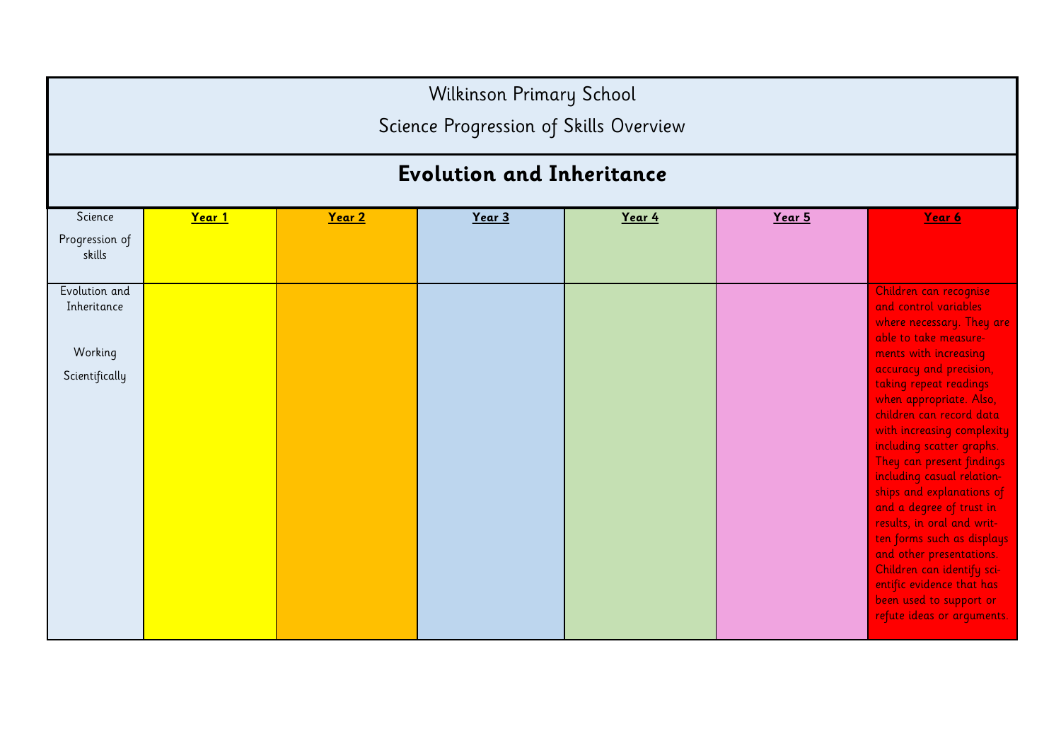# Wilkinson Primary School

## Science Progression of Skills Overview

## Evolution and Inheritance

| Science Progression of skills | **Year 1** | **Year 2** | **Year 3** | **Year 4** | **Year 5** | **Year 6** |
|---|---|---|---|---|---|---|
| Evolution and Inheritance<br><br>Working Scientifically | | | | | | Children can recognise and control variables where necessary. They are able to take measurements with increasing accuracy and precision, taking repeat readings when appropriate. Also, children can record data with increasing complexity including scatter graphs. They can present findings including casual relationships and explanations of and a degree of trust in results, in oral and written forms such as displays and other presentations. Children can identify scientific evidence that has been used to support or refute ideas or arguments. |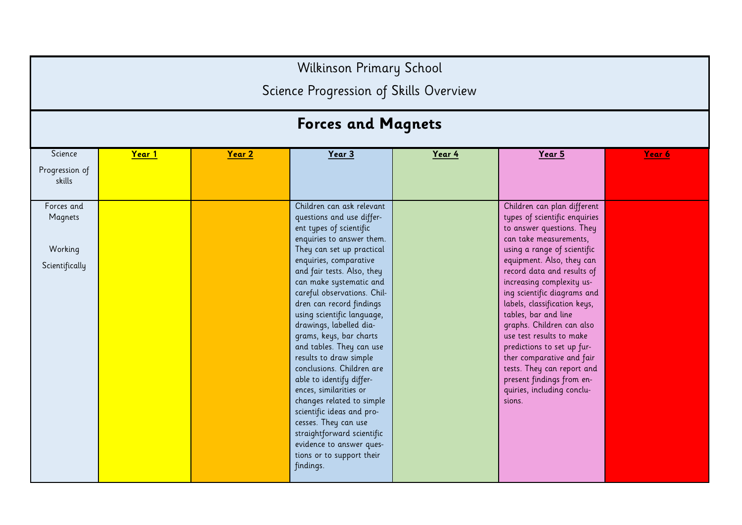Wilkinson Primary School

Science Progression of Skills Overview

## Forces and Magnets

| Science Progression of skills | **Year 1** | **Year 2** | **Year 3** | **Year 4** | **Year 5** | **Year 6** |
|---|---|---|---|---|---|---|
| Forces and Magnets<br><br>Working Scientifically | | | Children can ask relevant questions and use different types of scientific enquiries to answer them. They can set up practical enquiries, comparative and fair tests. Also, they can make systematic and careful observations. Children can record findings using scientific language, drawings, labelled diagrams, keys, bar charts and tables. They can use results to draw simple conclusions. Children are able to identify differences, similarities or changes related to simple scientific ideas and processes. They can use straightforward scientific evidence to answer questions or to support their findings. | | Children can plan different types of scientific enquiries to answer questions. They can take measurements, using a range of scientific equipment. Also, they can record data and results of increasing complexity using scientific diagrams and labels, classification keys, tables, bar and line graphs. Children can also use test results to make predictions to set up further comparative and fair tests. They can report and present findings from enquiries, including conclusions. | |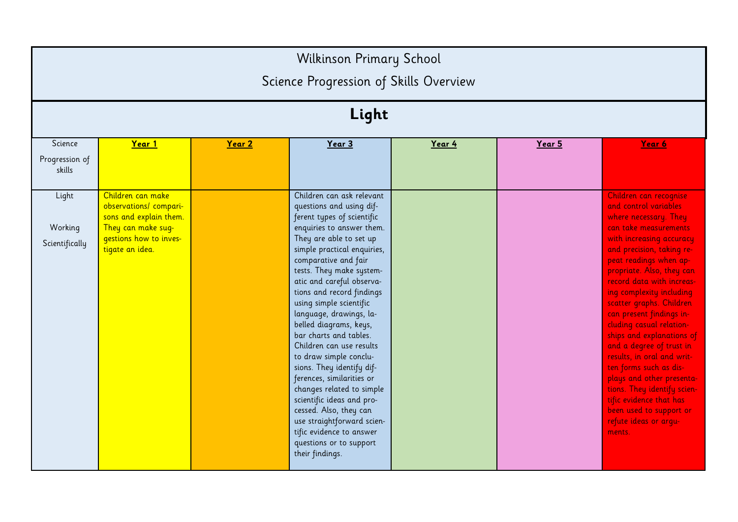# Wilkinson Primary School

## Science Progression of Skills Overview

## Light

| Science Progression of skills | **Year 1** | **Year 2** | **Year 3** | **Year 4** | **Year 5** | **Year 6** |
|---|---|---|---|---|---|---|
| Light Working Scientifically | Children can make observations/ comparisons and explain them. They can make suggestions how to investigate an idea. | | Children can ask relevant questions and using different types of scientific enquiries to answer them. They are able to set up simple practical enquiries, comparative and fair tests. They make systematic and careful observations and record findings using simple scientific language, drawings, labelled diagrams, keys, bar charts and tables. Children can use results to draw simple conclusions. They identify differences, similarities or changes related to simple scientific ideas and processed. Also, they can use straightforward scientific evidence to answer questions or to support their findings. | | | Children can recognise and control variables where necessary. They can take measurements with increasing accuracy and precision, taking repeat readings when appropriate. Also, they can record data with increasing complexity including scatter graphs. Children can present findings including casual relationships and explanations of and a degree of trust in results, in oral and written forms such as displays and other presentations. They identify scientific evidence that has been used to support or refute ideas or arguments. |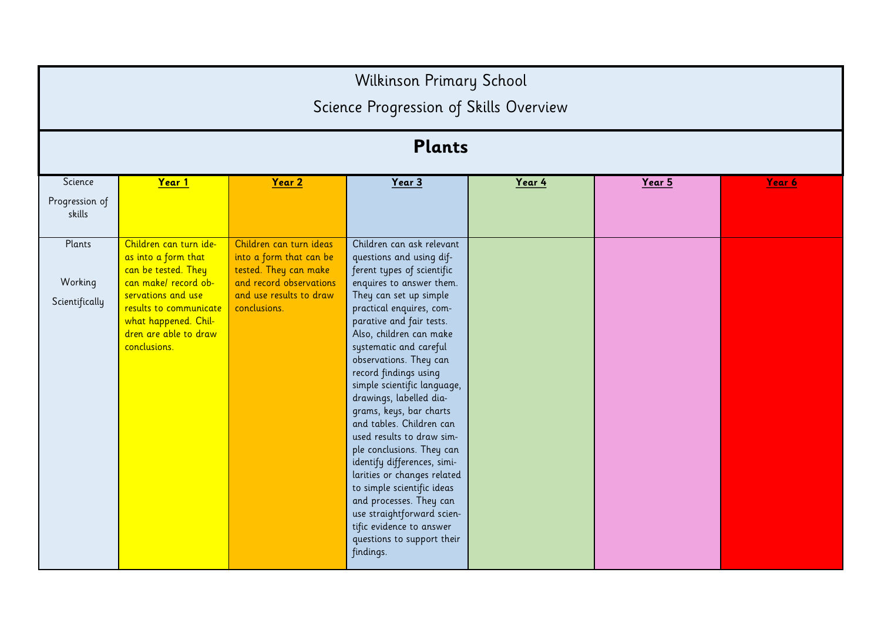# Wilkinson Primary School

## Science Progression of Skills Overview

## Plants

| Science Progression of skills | **Year 1** | **Year 2** | **Year 3** | **Year 4** | **Year 5** | **Year 6** |
|---|---|---|---|---|---|---|
| Plants<br><br>Working Scientifically | Children can turn ideas into a form that can be tested. They can make/ record observations and use results to communicate what happened. Children are able to draw conclusions. | Children can turn ideas into a form that can be tested. They can make and record observations and use results to draw conclusions. | Children can ask relevant questions and using different types of scientific enquires to answer them. They can set up simple practical enquires, comparative and fair tests. Also, children can make systematic and careful observations. They can record findings using simple scientific language, drawings, labelled diagrams, keys, bar charts and tables. Children can used results to draw simple conclusions. They can identify differences, similarities or changes related to simple scientific ideas and processes. They can use straightforward scientific evidence to answer questions to support their findings. | | | |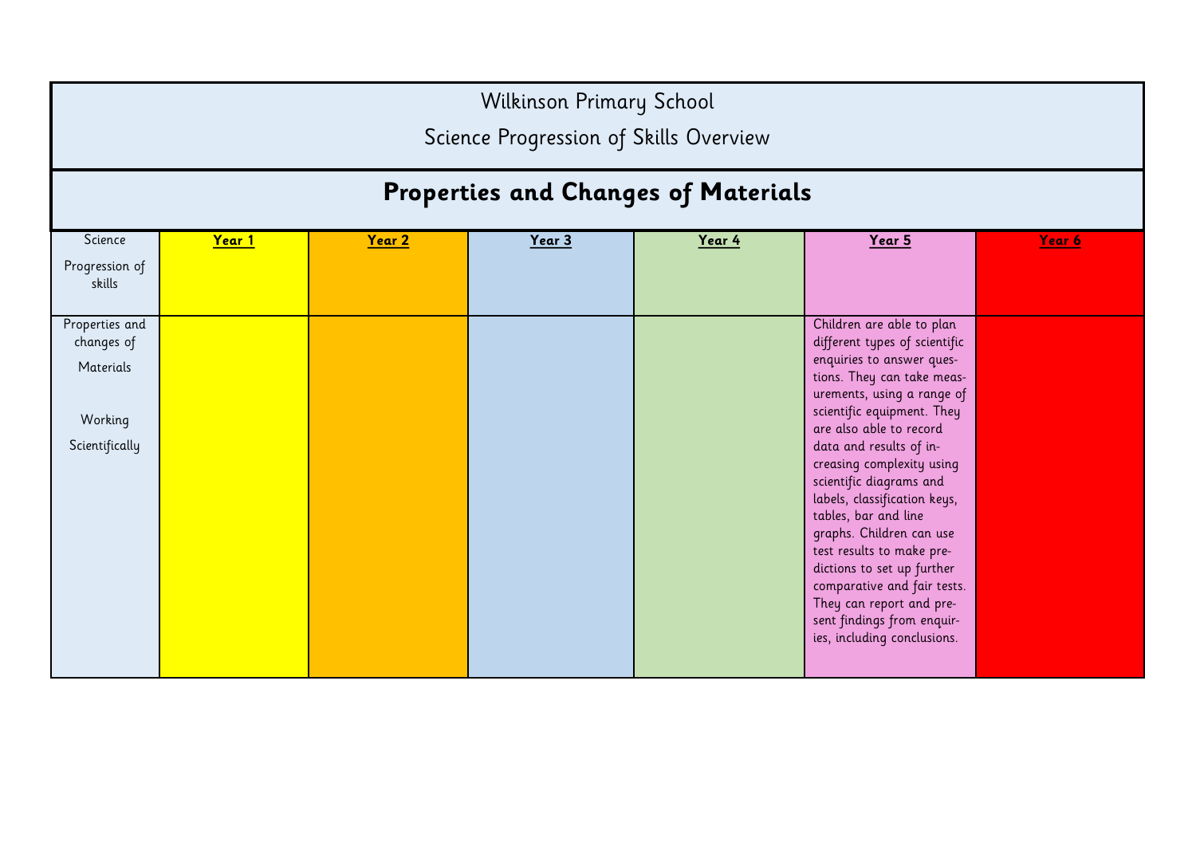Wilkinson Primary School

Science Progression of Skills Overview

## Properties and Changes of Materials

| Science Progression of skills | **Year 1** | **Year 2** | **Year 3** | **Year 4** | **Year 5** | **Year 6** |
|---|---|---|---|---|---|---|
| Properties and changes of Materials<br><br>Working Scientifically | | | | | Children are able to plan different types of scientific enquiries to answer questions. They can take measurements, using a range of scientific equipment. They are also able to record data and results of increasing complexity using scientific diagrams and labels, classification keys, tables, bar and line graphs. Children can use test results to make predictions to set up further comparative and fair tests. They can report and present findings from enquiries, including conclusions. | |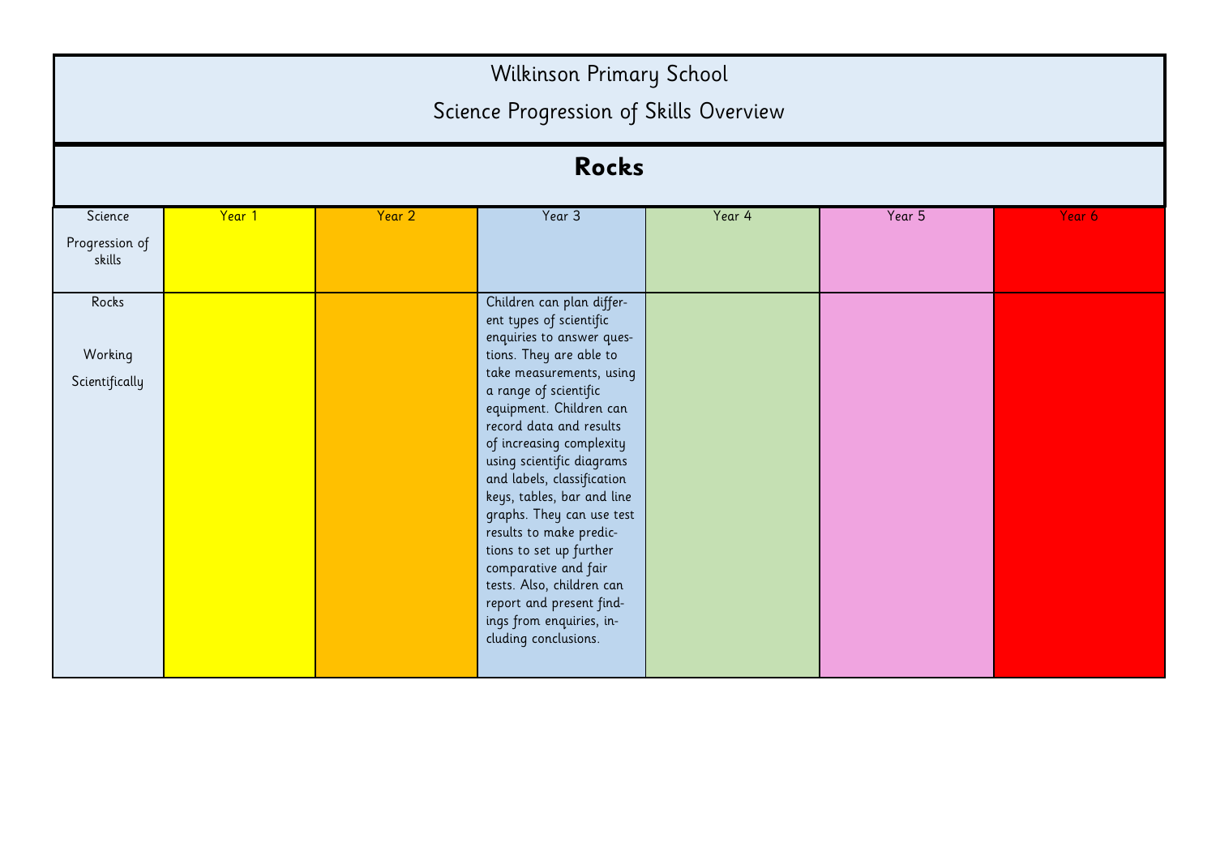# Wilkinson Primary School

## Science Progression of Skills Overview

## Rocks

| Science Progression of skills | Year 1 | Year 2 | Year 3 | Year 4 | Year 5 | Year 6 |
|---|---|---|---|---|---|---|
| Rocks<br><br>Working Scientifically | | | Children can plan different types of scientific enquiries to answer questions. They are able to take measurements, using a range of scientific equipment. Children can record data and results of increasing complexity using scientific diagrams and labels, classification keys, tables, bar and line graphs. They can use test results to make predictions to set up further comparative and fair tests. Also, children can report and present findings from enquiries, including conclusions. | | | |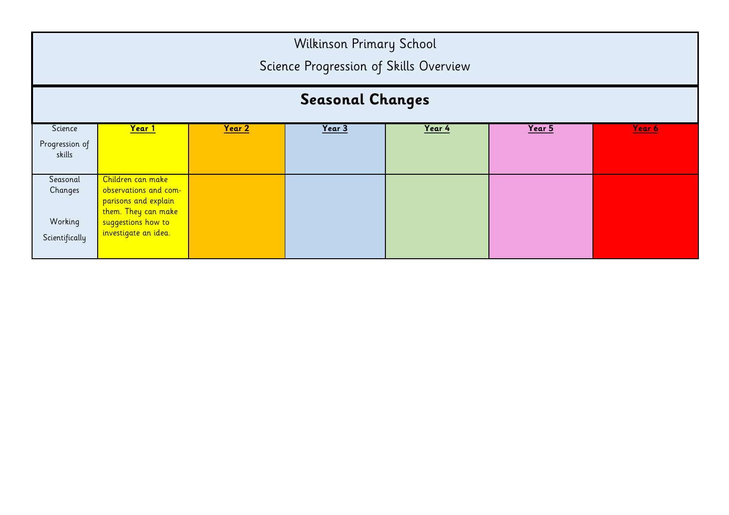# Wilkinson Primary School

## Science Progression of Skills Overview

## Seasonal Changes

| Science Progression of skills | **Year 1** | **Year 2** | **Year 3** | **Year 4** | **Year 5** | **Year 6** |
|---|---|---|---|---|---|---|
| Seasonal Changes<br><br>Working Scientifically | Children can make observations and comparisons and explain them. They can make suggestions how to investigate an idea. | | | | | |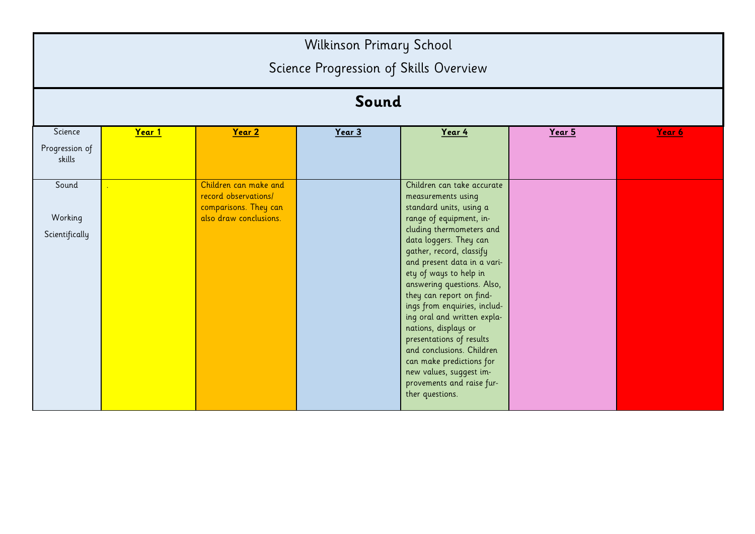# Wilkinson Primary School

## Science Progression of Skills Overview

## Sound

| Science Progression of skills | **Year 1** | **Year 2** | **Year 3** | **Year 4** | **Year 5** | **Year 6** |
|---|---|---|---|---|---|---|
| Sound Working Scientifically | . | Children can make and record observations/ comparisons. They can also draw conclusions. | | Children can take accurate measurements using standard units, using a range of equipment, including thermometers and data loggers. They can gather, record, classify and present data in a variety of ways to help in answering questions. Also, they can report on findings from enquiries, including oral and written explanations, displays or presentations of results and conclusions. Children can make predictions for new values, suggest improvements and raise further questions. | | |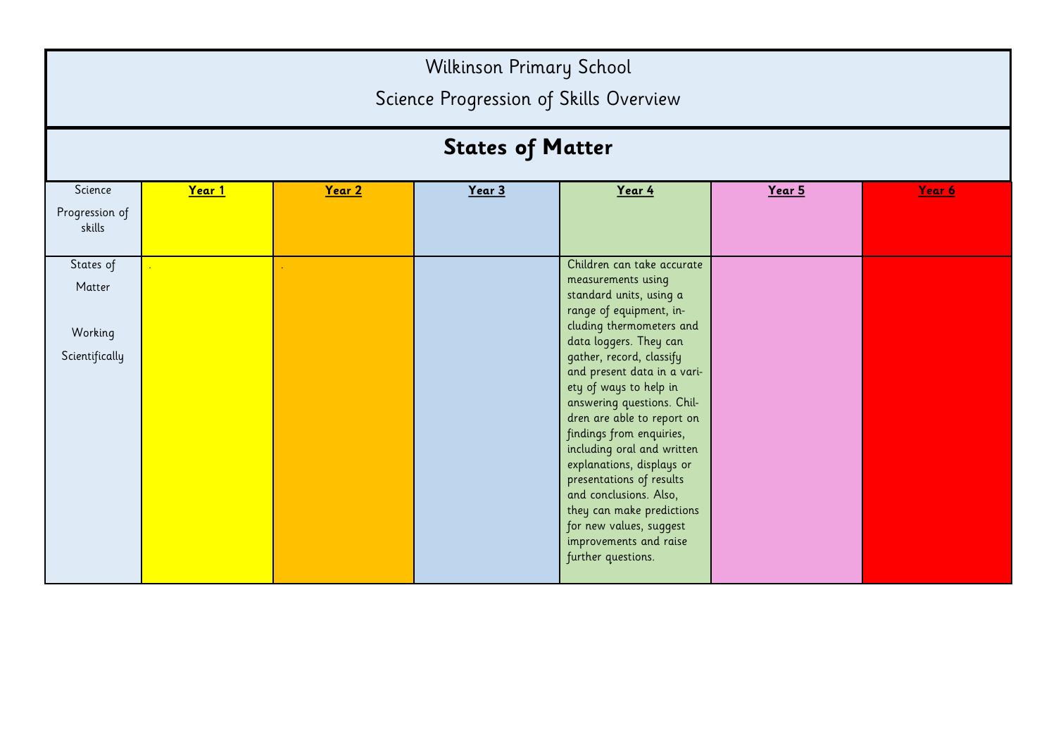# Wilkinson Primary School

## Science Progression of Skills Overview

## States of Matter

| Science Progression of skills | **Year 1** | **Year 2** | **Year 3** | **Year 4** | **Year 5** | **Year 6** |
|---|---|---|---|---|---|---|
| States of Matter<br><br>Working Scientifically | . | . | | Children can take accurate measurements using standard units, using a range of equipment, including thermometers and data loggers. They can gather, record, classify and present data in a variety of ways to help in answering questions. Children are able to report on findings from enquiries, including oral and written explanations, displays or presentations of results and conclusions. Also, they can make predictions for new values, suggest improvements and raise further questions. | | |